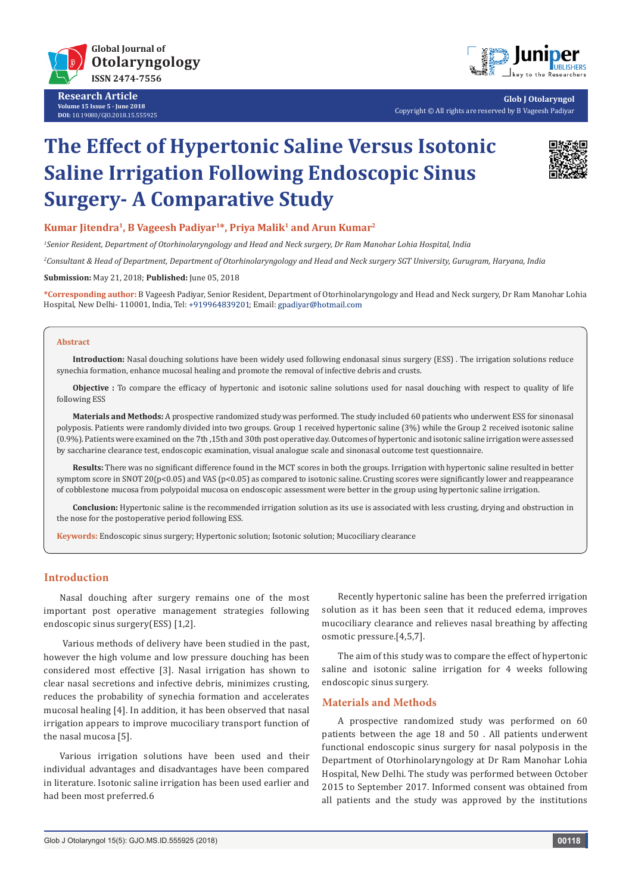Research Article

# The Effect of Hypertonic Saline Versus Isotonic Saline Irrigation Following Endoscopic Sinus Surgery- A Comparative Study

**Kumar Jitendra[1], B Vageesh Padiyar[1]*, Priya Malik[1] and Arun Kumar[2]**

*[1]Senior Resident, Department of Otorhinolaryngology and Head and Neck surgery, Dr Ram Manohar Lohia Hospital, India*

*[2]Consultant & Head of Department, Department of Otorhinolaryngology and Head and Neck surgery SGT University, Gurugram, Haryana, India*

**Submission:** May 21, 2018; **Published:** June 05, 2018

**\*Corresponding author:** B Vageesh Padiyar, Senior Resident, Department of Otorhinolaryngology and Head and Neck surgery, Dr Ram Manohar Lohia Hospital, New Delhi- 110001, India, Tel: +919964839201; Email: gpadiyar@hotmail.com

## Abstract

**Introduction:** Nasal douching solutions have been widely used following endonasal sinus surgery (ESS) . The irrigation solutions reduce synechia formation, enhance mucosal healing and promote the removal of infective debris and crusts.

**Objective :** To compare the efficacy of hypertonic and isotonic saline solutions used for nasal douching with respect to quality of life following ESS

**Materials and Methods:** A prospective randomized study was performed. The study included 60 patients who underwent ESS for sinonasal polyposis. Patients were randomly divided into two groups. Group 1 received hypertonic saline (3%) while the Group 2 received isotonic saline (0.9%). Patients were examined on the 7th ,15th and 30th post operative day. Outcomes of hypertonic and isotonic saline irrigation were assessed by saccharine clearance test, endoscopic examination, visual analogue scale and sinonasal outcome test questionnaire.

**Results:** There was no significant difference found in the MCT scores in both the groups. Irrigation with hypertonic saline resulted in better symptom score in SNOT 20($p<0.05$) and VAS ($p<0.05$) as compared to isotonic saline. Crusting scores were significantly lower and reappearance of cobblestone mucosa from polypoidal mucosa on endoscopic assessment were better in the group using hypertonic saline irrigation.

**Conclusion:** Hypertonic saline is the recommended irrigation solution as its use is associated with less crusting, drying and obstruction in the nose for the postoperative period following ESS.

**Keywords:** Endoscopic sinus surgery; Hypertonic solution; Isotonic solution; Mucociliary clearance

## Introduction

Nasal douching after surgery remains one of the most important post operative management strategies following endoscopic sinus surgery(ESS) [1,2].

Various methods of delivery have been studied in the past, however the high volume and low pressure douching has been considered most effective [3]. Nasal irrigation has shown to clear nasal secretions and infective debris, minimizes crusting, reduces the probability of synechia formation and accelerates mucosal healing [4]. In addition, it has been observed that nasal irrigation appears to improve mucociliary transport function of the nasal mucosa [5].

Various irrigation solutions have been used and their individual advantages and disadvantages have been compared in literature. Isotonic saline irrigation has been used earlier and had been most preferred.6

Recently hypertonic saline has been the preferred irrigation solution as it has been seen that it reduced edema, improves mucociliary clearance and relieves nasal breathing by affecting osmotic pressure.[4,5,7].

The aim of this study was to compare the effect of hypertonic saline and isotonic saline irrigation for 4 weeks following endoscopic sinus surgery.

## Materials and Methods

A prospective randomized study was performed on 60 patients between the age 18 and 50 . All patients underwent functional endoscopic sinus surgery for nasal polyposis in the Department of Otorhinolaryngology at Dr Ram Manohar Lohia Hospital, New Delhi. The study was performed between October 2015 to September 2017. Informed consent was obtained from all patients and the study was approved by the institutions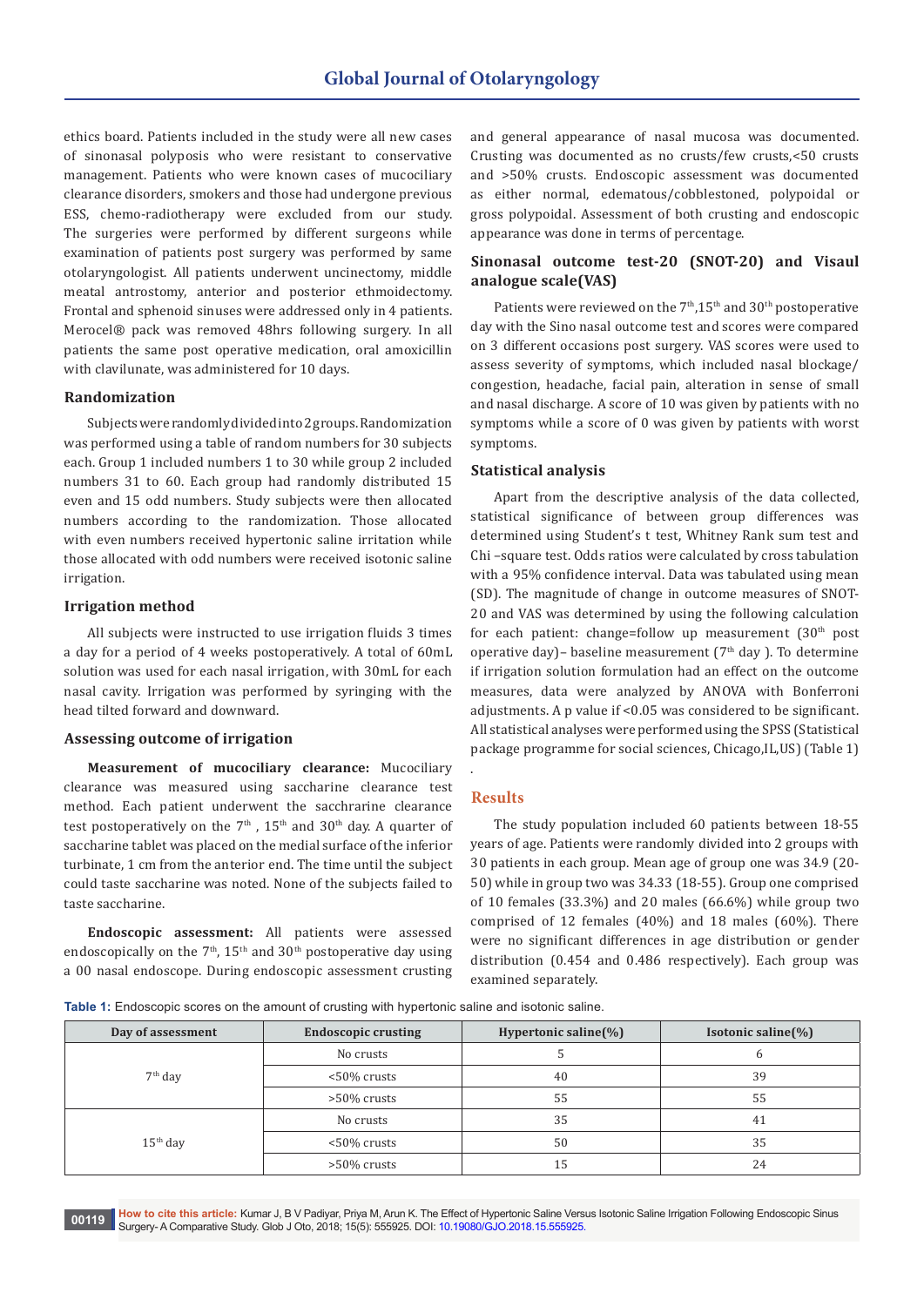ethics board. Patients included in the study were all new cases of sinonasal polyposis who were resistant to conservative management. Patients who were known cases of mucociliary clearance disorders, smokers and those had undergone previous ESS, chemo-radiotherapy were excluded from our study. The surgeries were performed by different surgeons while examination of patients post surgery was performed by same otolaryngologist. All patients underwent uncinectomy, middle meatal antrostomy, anterior and posterior ethmoidectomy. Frontal and sphenoid sinuses were addressed only in 4 patients. Merocel® pack was removed 48hrs following surgery. In all patients the same post operative medication, oral amoxicillin with clavilunate, was administered for 10 days.

### Randomization

Subjects were randomly divided into 2 groups. Randomization was performed using a table of random numbers for 30 subjects each. Group 1 included numbers 1 to 30 while group 2 included numbers 31 to 60. Each group had randomly distributed 15 even and 15 odd numbers. Study subjects were then allocated numbers according to the randomization. Those allocated with even numbers received hypertonic saline irritation while those allocated with odd numbers were received isotonic saline irrigation.

### Irrigation method

All subjects were instructed to use irrigation fluids 3 times a day for a period of 4 weeks postoperatively. A total of 60mL solution was used for each nasal irrigation, with 30mL for each nasal cavity. Irrigation was performed by syringing with the head tilted forward and downward.

### Assessing outcome of irrigation

**Measurement of mucociliary clearance:** Mucociliary clearance was measured using saccharine clearance test method. Each patient underwent the sacchrarine clearance test postoperatively on the 7th, 15th and 30th day. A quarter of saccharine tablet was placed on the medial surface of the inferior turbinate, 1 cm from the anterior end. The time until the subject could taste saccharine was noted. None of the subjects failed to taste saccharine.

**Endoscopic assessment:** All patients were assessed endoscopically on the 7th, 15th and 30th postoperative day using a 00 nasal endoscope. During endoscopic assessment crusting and general appearance of nasal mucosa was documented. Crusting was documented as no crusts/few crusts,<50 crusts and >50% crusts. Endoscopic assessment was documented as either normal, edematous/cobblestoned, polypoidal or gross polypoidal. Assessment of both crusting and endoscopic appearance was done in terms of percentage.

### Sinonasal outcome test-20 (SNOT-20) and Visaul analogue scale(VAS)

Patients were reviewed on the 7th,15th and 30th postoperative day with the Sino nasal outcome test and scores were compared on 3 different occasions post surgery. VAS scores were used to assess severity of symptoms, which included nasal blockage/congestion, headache, facial pain, alteration in sense of small and nasal discharge. A score of 10 was given by patients with no symptoms while a score of 0 was given by patients with worst symptoms.

### Statistical analysis

Apart from the descriptive analysis of the data collected, statistical significance of between group differences was determined using Student's t test, Whitney Rank sum test and Chi –square test. Odds ratios were calculated by cross tabulation with a 95% confidence interval. Data was tabulated using mean (SD). The magnitude of change in outcome measures of SNOT-20 and VAS was determined by using the following calculation for each patient: change=follow up measurement (30th post operative day)– baseline measurement (7th day ). To determine if irrigation solution formulation had an effect on the outcome measures, data were analyzed by ANOVA with Bonferroni adjustments. A p value if <0.05 was considered to be significant. All statistical analyses were performed using the SPSS (Statistical package programme for social sciences, Chicago,IL,US) (Table 1)

.

## Results

The study population included 60 patients between 18-55 years of age. Patients were randomly divided into 2 groups with 30 patients in each group. Mean age of group one was 34.9 (20-50) while in group two was 34.33 (18-55). Group one comprised of 10 females (33.3%) and 20 males (66.6%) while group two comprised of 12 females (40%) and 18 males (60%). There were no significant differences in age distribution or gender distribution (0.454 and 0.486 respectively). Each group was examined separately.

**Table 1:** Endoscopic scores on the amount of crusting with hypertonic saline and isotonic saline.

| Day of assessment | Endoscopic crusting | Hypertonic saline(%) | Isotonic saline(%) |
|---|---|---|---|
| 7th day | No crusts | 5 | 6 |
| | <50% crusts | 40 | 39 |
| | >50% crusts | 55 | 55 |
| 15th day | No crusts | 35 | 41 |
| | <50% crusts | 50 | 35 |
| | >50% crusts | 15 | 24 |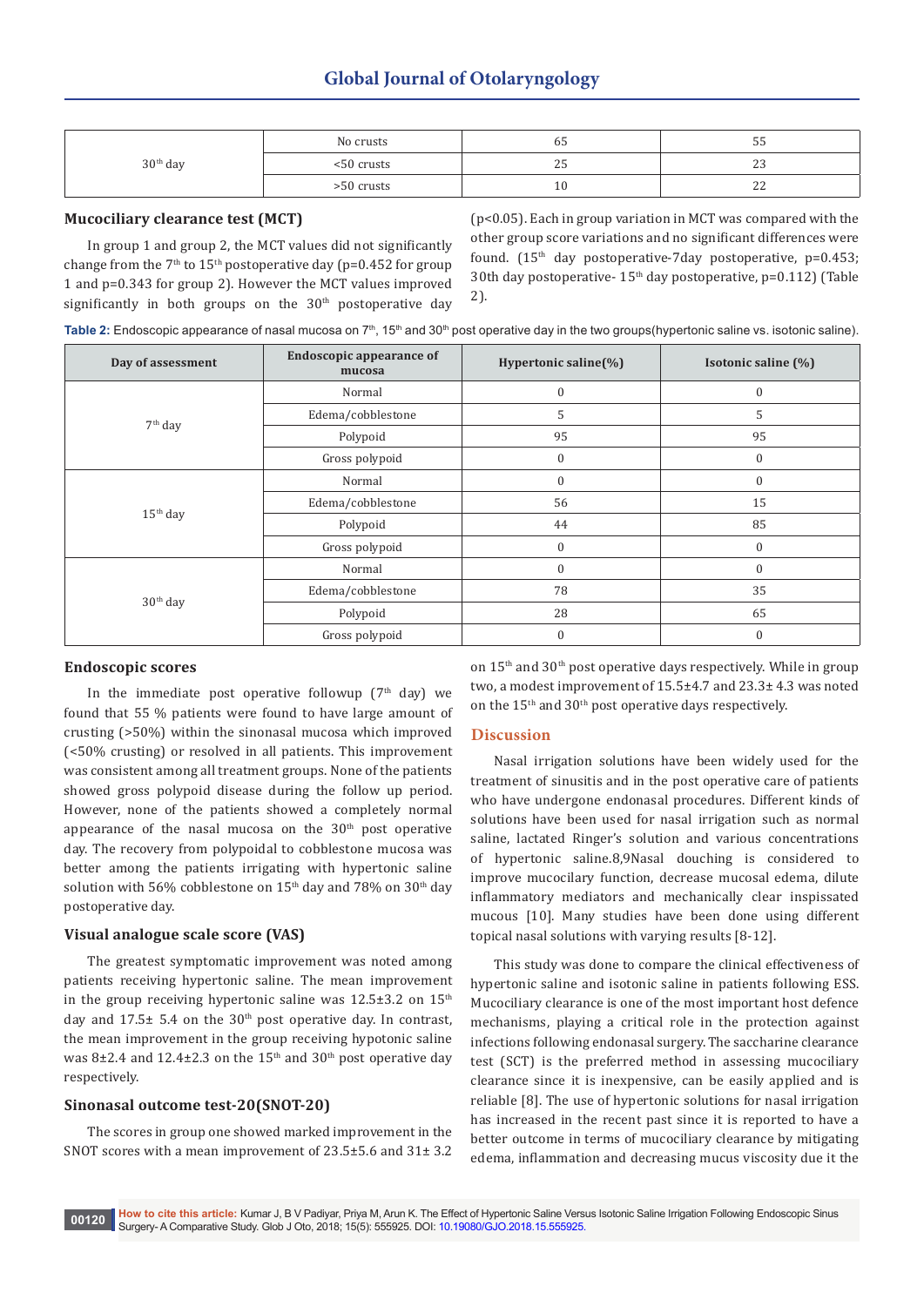| | | | |
|---|---|---|---|
| 30th day | No crusts | 65 | 55 |
| | <50 crusts | 25 | 23 |
| | >50 crusts | 10 | 22 |

### Mucociliary clearance test (MCT)

In group 1 and group 2, the MCT values did not significantly change from the 7th to 15th postoperative day (p=0.452 for group 1 and p=0.343 for group 2). However the MCT values improved significantly in both groups on the 30th postoperative day (p<0.05). Each in group variation in MCT was compared with the other group score variations and no significant differences were found. (15th day postoperative-7day postoperative, p=0.453; 30th day postoperative- 15th day postoperative, p=0.112) (Table 2).

**Table 2:** Endoscopic appearance of nasal mucosa on 7th, 15th and 30th post operative day in the two groups(hypertonic saline vs. isotonic saline).

| Day of assessment | Endoscopic appearance of mucosa | Hypertonic saline(%) | Isotonic saline (%) |
|---|---|---|---|
| 7th day | Normal | 0 | 0 |
| | Edema/cobblestone | 5 | 5 |
| | Polypoid | 95 | 95 |
| | Gross polypoid | 0 | 0 |
| 15th day | Normal | 0 | 0 |
| | Edema/cobblestone | 56 | 15 |
| | Polypoid | 44 | 85 |
| | Gross polypoid | 0 | 0 |
| 30th day | Normal | 0 | 0 |
| | Edema/cobblestone | 78 | 35 |
| | Polypoid | 28 | 65 |
| | Gross polypoid | 0 | 0 |

### Endoscopic scores

In the immediate post operative followup (7th day) we found that 55 % patients were found to have large amount of crusting (>50%) within the sinonasal mucosa which improved (<50% crusting) or resolved in all patients. This improvement was consistent among all treatment groups. None of the patients showed gross polypoid disease during the follow up period. However, none of the patients showed a completely normal appearance of the nasal mucosa on the 30th post operative day. The recovery from polypoidal to cobblestone mucosa was better among the patients irrigating with hypertonic saline solution with 56% cobblestone on 15th day and 78% on 30th day postoperative day.

### Visual analogue scale score (VAS)

The greatest symptomatic improvement was noted among patients receiving hypertonic saline. The mean improvement in the group receiving hypertonic saline was 12.5±3.2 on 15th day and 17.5± 5.4 on the 30th post operative day. In contrast, the mean improvement in the group receiving hypotonic saline was 8±2.4 and 12.4±2.3 on the 15th and 30th post operative day respectively.

### Sinonasal outcome test-20(SNOT-20)

The scores in group one showed marked improvement in the SNOT scores with a mean improvement of 23.5±5.6 and 31± 3.2 on 15th and 30th post operative days respectively. While in group two, a modest improvement of 15.5±4.7 and 23.3± 4.3 was noted on the 15th and 30th post operative days respectively.

## Discussion

Nasal irrigation solutions have been widely used for the treatment of sinusitis and in the post operative care of patients who have undergone endonasal procedures. Different kinds of solutions have been used for nasal irrigation such as normal saline, lactated Ringer's solution and various concentrations of hypertonic saline.8,9Nasal douching is considered to improve mucociliary function, decrease mucosal edema, dilute inflammatory mediators and mechanically clear inspissated mucous [10]. Many studies have been done using different topical nasal solutions with varying results [8-12].

This study was done to compare the clinical effectiveness of hypertonic saline and isotonic saline in patients following ESS. Mucociliary clearance is one of the most important host defence mechanisms, playing a critical role in the protection against infections following endonasal surgery. The saccharine clearance test (SCT) is the preferred method in assessing mucociliary clearance since it is inexpensive, can be easily applied and is reliable [8]. The use of hypertonic solutions for nasal irrigation has increased in the recent past since it is reported to have a better outcome in terms of mucociliary clearance by mitigating edema, inflammation and decreasing mucus viscosity due it the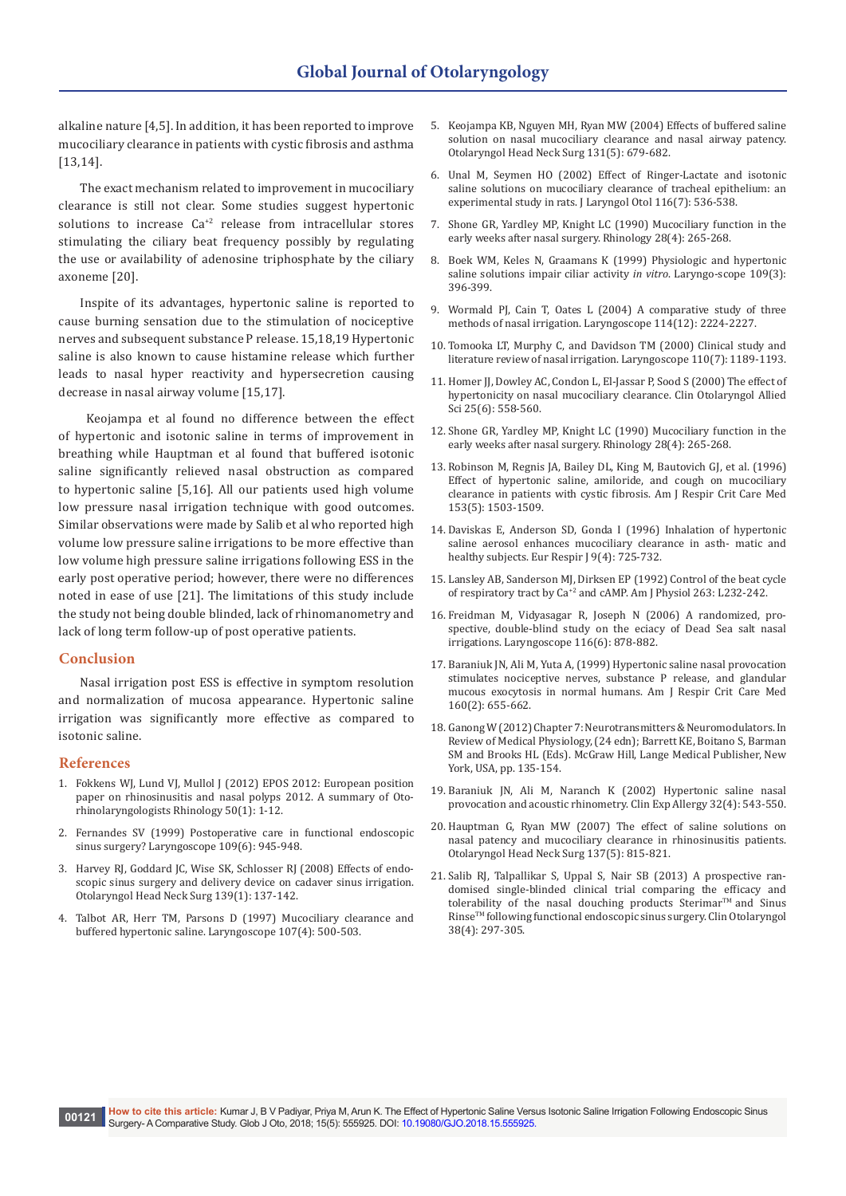alkaline nature [4,5]. In addition, it has been reported to improve mucociliary clearance in patients with cystic fibrosis and asthma [13,14].

The exact mechanism related to improvement in mucociliary clearance is still not clear. Some studies suggest hypertonic solutions to increase $Ca^{+2}$ release from intracellular stores stimulating the ciliary beat frequency possibly by regulating the use or availability of adenosine triphosphate by the ciliary axoneme [20].

Inspite of its advantages, hypertonic saline is reported to cause burning sensation due to the stimulation of nociceptive nerves and subsequent substance P release. 15,18,19 Hypertonic saline is also known to cause histamine release which further leads to nasal hyper reactivity and hypersecretion causing decrease in nasal airway volume [15,17].

Keojampa et al found no difference between the effect of hypertonic and isotonic saline in terms of improvement in breathing while Hauptman et al found that buffered isotonic saline significantly relieved nasal obstruction as compared to hypertonic saline [5,16]. All our patients used high volume low pressure nasal irrigation technique with good outcomes. Similar observations were made by Salib et al who reported high volume low pressure saline irrigations to be more effective than low volume high pressure saline irrigations following ESS in the early post operative period; however, there were no differences noted in ease of use [21]. The limitations of this study include the study not being double blinded, lack of rhinomanometry and lack of long term follow-up of post operative patients.

## Conclusion

Nasal irrigation post ESS is effective in symptom resolution and normalization of mucosa appearance. Hypertonic saline irrigation was significantly more effective as compared to isotonic saline.

## References

1. Fokkens WJ, Lund VJ, Mullol J (2012) EPOS 2012: European position paper on rhinosinusitis and nasal polyps 2012. A summary of Oto-rhinolaryngologists Rhinology 50(1): 1-12.
2. Fernandes SV (1999) Postoperative care in functional endoscopic sinus surgery? Laryngoscope 109(6): 945-948.
3. Harvey RJ, Goddard JC, Wise SK, Schlosser RJ (2008) Effects of endoscopic sinus surgery and delivery device on cadaver sinus irrigation. Otolaryngol Head Neck Surg 139(1): 137-142.
4. Talbot AR, Herr TM, Parsons D (1997) Mucociliary clearance and buffered hypertonic saline. Laryngoscope 107(4): 500-503.
5. Keojampa KB, Nguyen MH, Ryan MW (2004) Effects of buffered saline solution on nasal mucociliary clearance and nasal airway patency. Otolaryngol Head Neck Surg 131(5): 679-682.
6. Unal M, Seymen HO (2002) Effect of Ringer-Lactate and isotonic saline solutions on mucociliary clearance of tracheal epithelium: an experimental study in rats. J Laryngol Otol 116(7): 536-538.
7. Shone GR, Yardley MP, Knight LC (1990) Mucociliary function in the early weeks after nasal surgery. Rhinology 28(4): 265-268.
8. Boek WM, Keles N, Graamans K (1999) Physiologic and hypertonic saline solutions impair ciliar activity *in vitro*. Laryngo-scope 109(3): 396-399.
9. Wormald PJ, Cain T, Oates L (2004) A comparative study of three methods of nasal irrigation. Laryngoscope 114(12): 2224-2227.
10. Tomooka LT, Murphy C, and Davidson TM (2000) Clinical study and literature review of nasal irrigation. Laryngoscope 110(7): 1189-1193.
11. Homer JJ, Dowley AC, Condon L, El-Jassar P, Sood S (2000) The effect of hypertonicity on nasal mucociliary clearance. Clin Otolaryngol Allied Sci 25(6): 558-560.
12. Shone GR, Yardley MP, Knight LC (1990) Mucociliary function in the early weeks after nasal surgery. Rhinology 28(4): 265-268.
13. Robinson M, Regnis JA, Bailey DL, King M, Bautovich GJ, et al. (1996) Effect of hypertonic saline, amiloride, and cough on mucociliary clearance in patients with cystic fibrosis. Am J Respir Crit Care Med 153(5): 1503-1509.
14. Daviskas E, Anderson SD, Gonda I (1996) Inhalation of hypertonic saline aerosol enhances mucociliary clearance in asth- matic and healthy subjects. Eur Respir J 9(4): 725-732.
15. Lansley AB, Sanderson MJ, Dirksen EP (1992) Control of the beat cycle of respiratory tract by $Ca^{+2}$ and cAMP. Am J Physiol 263: L232-242.
16. Freidman M, Vidyasagar R, Joseph N (2006) A randomized, pro-spective, double-blind study on the eciacy of Dead Sea salt nasal irrigations. Laryngoscope 116(6): 878-882.
17. Baraniuk JN, Ali M, Yuta A, (1999) Hypertonic saline nasal provocation stimulates nociceptive nerves, substance P release, and glandular mucous exocytosis in normal humans. Am J Respir Crit Care Med 160(2): 655-662.
18. Ganong W (2012) Chapter 7: Neurotransmitters & Neuromodulators. In Review of Medical Physiology, (24 edn); Barrett KE, Boitano S, Barman SM and Brooks HL (Eds). McGraw Hill, Lange Medical Publisher, New York, USA, pp. 135-154.
19. Baraniuk JN, Ali M, Naranch K (2002) Hypertonic saline nasal provocation and acoustic rhinometry. Clin Exp Allergy 32(4): 543-550.
20. Hauptman G, Ryan MW (2007) The effect of saline solutions on nasal patency and mucociliary clearance in rhinosinusitis patients. Otolaryngol Head Neck Surg 137(5): 815-821.
21. Salib RJ, Talpallikar S, Uppal S, Nair SB (2013) A prospective ran-domised single-blinded clinical trial comparing the efficacy and tolerability of the nasal douching products Sterimar™ and Sinus Rinse™ following functional endoscopic sinus surgery. Clin Otolaryngol 38(4): 297-305.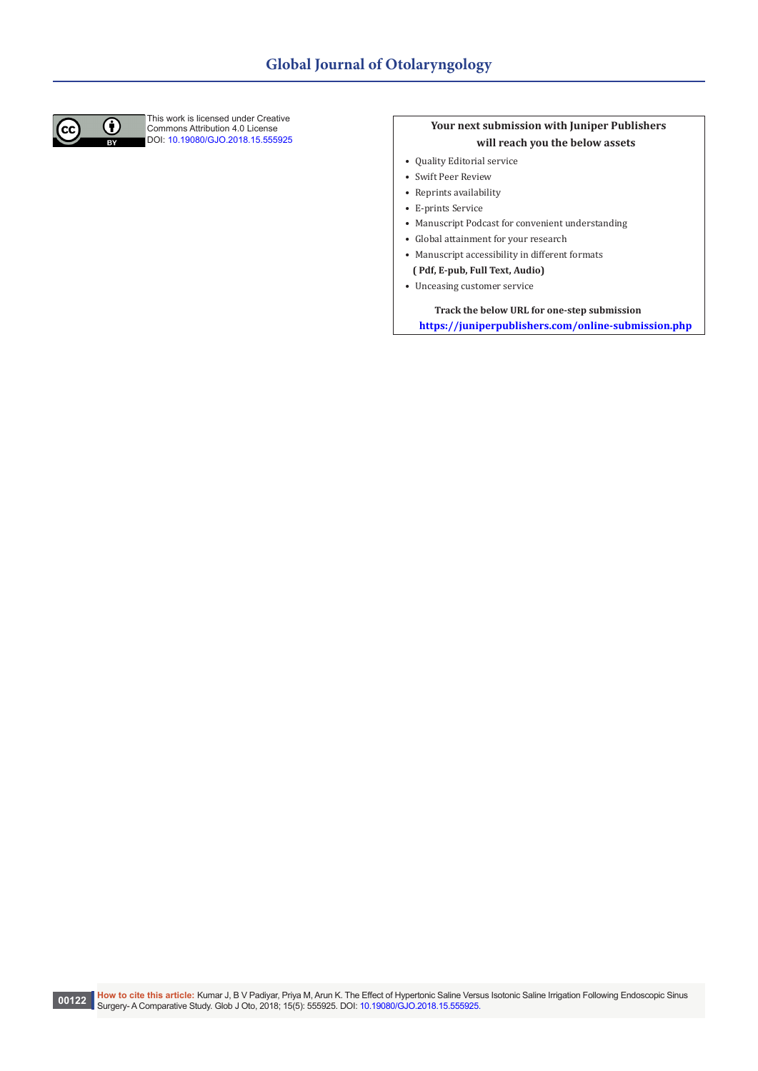This work is licensed under Creative Commons Attribution 4.0 License
DOI: 10.19080/GJO.2018.15.555925

**Your next submission with Juniper Publishers will reach you the below assets**

- Quality Editorial service
- Swift Peer Review
- Reprints availability
- E-prints Service
- Manuscript Podcast for convenient understanding
- Global attainment for your research
- Manuscript accessibility in different formats

**( Pdf, E-pub, Full Text, Audio)**

- Unceasing customer service

**Track the below URL for one-step submission**

**https://juniperpublishers.com/online-submission.php**